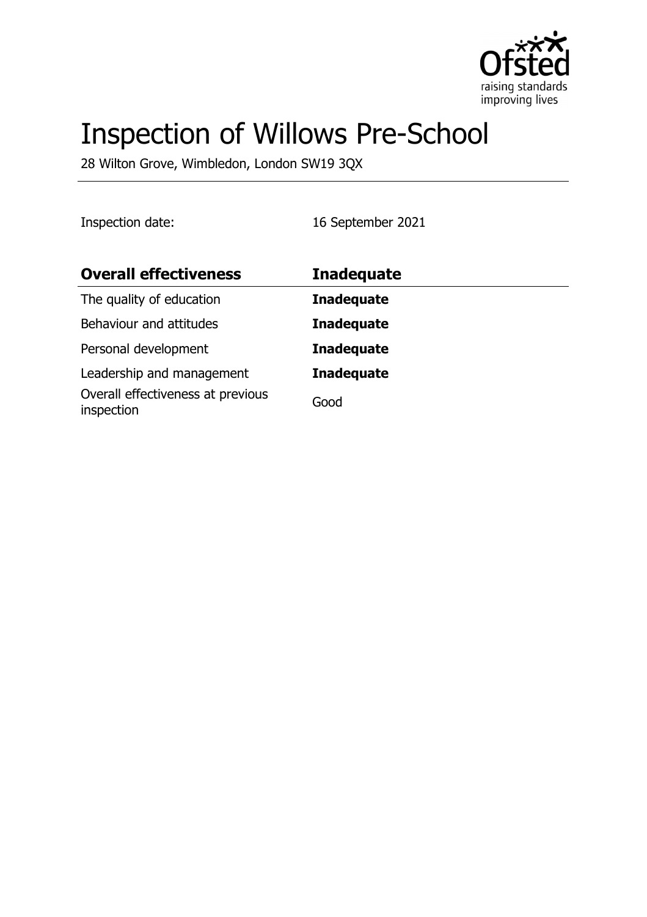# Inspection of Willows Pre-School

28 Wilton Grove, Wimbledon, London SW19 3QX

Inspection date: 16 September 2021

| | |
|---|---|
| **Overall effectiveness** | **Inadequate** |
| The quality of education | **Inadequate** |
| Behaviour and attitudes | **Inadequate** |
| Personal development | **Inadequate** |
| Leadership and management | **Inadequate** |
| Overall effectiveness at previous inspection | Good |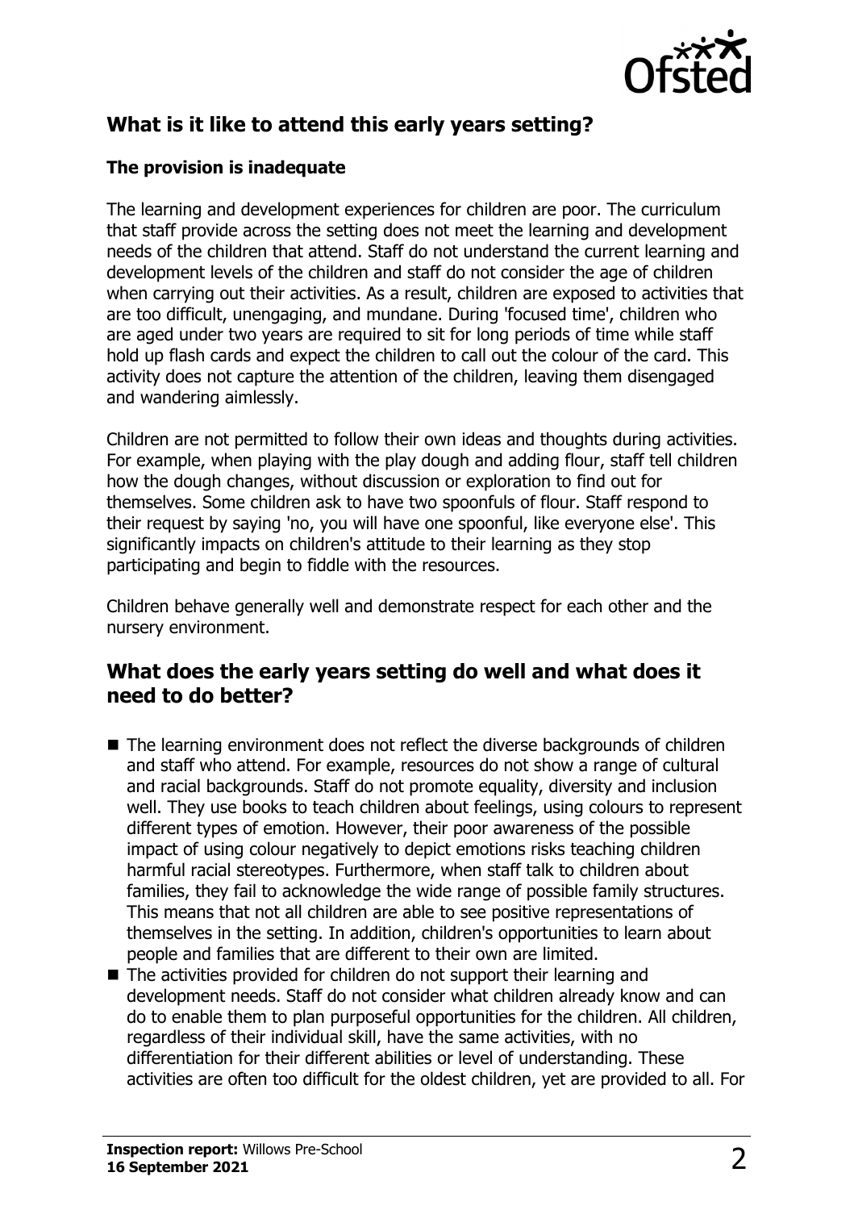## What is it like to attend this early years setting?

### The provision is inadequate

The learning and development experiences for children are poor. The curriculum that staff provide across the setting does not meet the learning and development needs of the children that attend. Staff do not understand the current learning and development levels of the children and staff do not consider the age of children when carrying out their activities. As a result, children are exposed to activities that are too difficult, unengaging, and mundane. During 'focused time', children who are aged under two years are required to sit for long periods of time while staff hold up flash cards and expect the children to call out the colour of the card. This activity does not capture the attention of the children, leaving them disengaged and wandering aimlessly.

Children are not permitted to follow their own ideas and thoughts during activities. For example, when playing with the play dough and adding flour, staff tell children how the dough changes, without discussion or exploration to find out for themselves. Some children ask to have two spoonfuls of flour. Staff respond to their request by saying 'no, you will have one spoonful, like everyone else'. This significantly impacts on children's attitude to their learning as they stop participating and begin to fiddle with the resources.

Children behave generally well and demonstrate respect for each other and the nursery environment.

## What does the early years setting do well and what does it need to do better?

- The learning environment does not reflect the diverse backgrounds of children and staff who attend. For example, resources do not show a range of cultural and racial backgrounds. Staff do not promote equality, diversity and inclusion well. They use books to teach children about feelings, using colours to represent different types of emotion. However, their poor awareness of the possible impact of using colour negatively to depict emotions risks teaching children harmful racial stereotypes. Furthermore, when staff talk to children about families, they fail to acknowledge the wide range of possible family structures. This means that not all children are able to see positive representations of themselves in the setting. In addition, children's opportunities to learn about people and families that are different to their own are limited.
- The activities provided for children do not support their learning and development needs. Staff do not consider what children already know and can do to enable them to plan purposeful opportunities for the children. All children, regardless of their individual skill, have the same activities, with no differentiation for their different abilities or level of understanding. These activities are often too difficult for the oldest children, yet are provided to all. For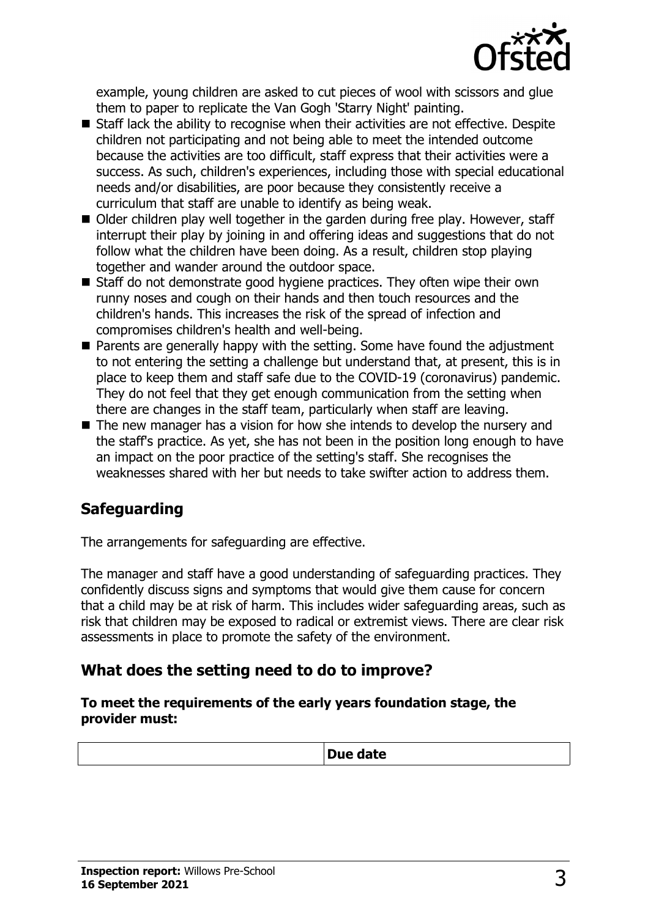example, young children are asked to cut pieces of wool with scissors and glue them to paper to replicate the Van Gogh 'Starry Night' painting.

- Staff lack the ability to recognise when their activities are not effective. Despite children not participating and not being able to meet the intended outcome because the activities are too difficult, staff express that their activities were a success. As such, children's experiences, including those with special educational needs and/or disabilities, are poor because they consistently receive a curriculum that staff are unable to identify as being weak.
- Older children play well together in the garden during free play. However, staff interrupt their play by joining in and offering ideas and suggestions that do not follow what the children have been doing. As a result, children stop playing together and wander around the outdoor space.
- Staff do not demonstrate good hygiene practices. They often wipe their own runny noses and cough on their hands and then touch resources and the children's hands. This increases the risk of the spread of infection and compromises children's health and well-being.
- Parents are generally happy with the setting. Some have found the adjustment to not entering the setting a challenge but understand that, at present, this is in place to keep them and staff safe due to the COVID-19 (coronavirus) pandemic. They do not feel that they get enough communication from the setting when there are changes in the staff team, particularly when staff are leaving.
- The new manager has a vision for how she intends to develop the nursery and the staff's practice. As yet, she has not been in the position long enough to have an impact on the poor practice of the setting's staff. She recognises the weaknesses shared with her but needs to take swifter action to address them.

## Safeguarding

The arrangements for safeguarding are effective.

The manager and staff have a good understanding of safeguarding practices. They confidently discuss signs and symptoms that would give them cause for concern that a child may be at risk of harm. This includes wider safeguarding areas, such as risk that children may be exposed to radical or extremist views. There are clear risk assessments in place to promote the safety of the environment.

## What does the setting need to do to improve?

**To meet the requirements of the early years foundation stage, the provider must:**

| | Due date |
|---|---|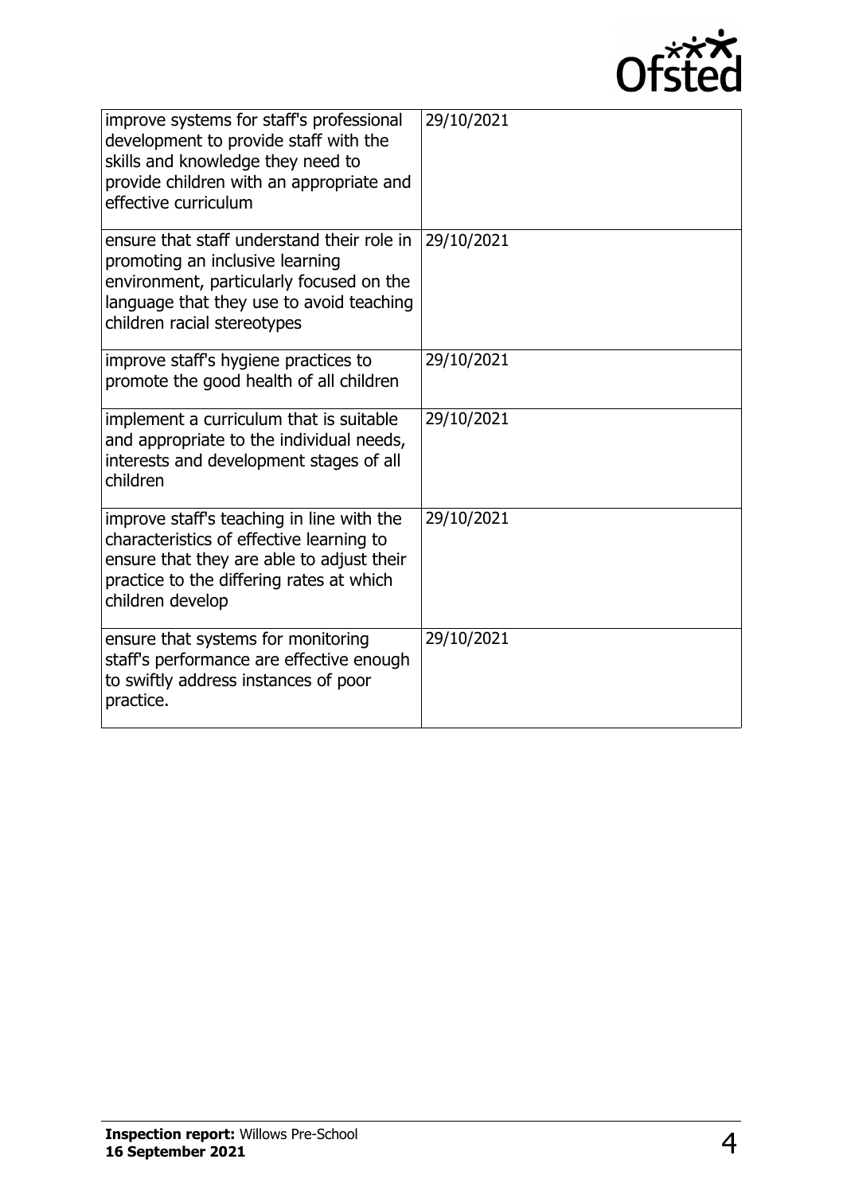| | |
|---|---|
| improve systems for staff's professional development to provide staff with the skills and knowledge they need to provide children with an appropriate and effective curriculum | 29/10/2021 |
| ensure that staff understand their role in promoting an inclusive learning environment, particularly focused on the language that they use to avoid teaching children racial stereotypes | 29/10/2021 |
| improve staff's hygiene practices to promote the good health of all children | 29/10/2021 |
| implement a curriculum that is suitable and appropriate to the individual needs, interests and development stages of all children | 29/10/2021 |
| improve staff's teaching in line with the characteristics of effective learning to ensure that they are able to adjust their practice to the differing rates at which children develop | 29/10/2021 |
| ensure that systems for monitoring staff's performance are effective enough to swiftly address instances of poor practice. | 29/10/2021 |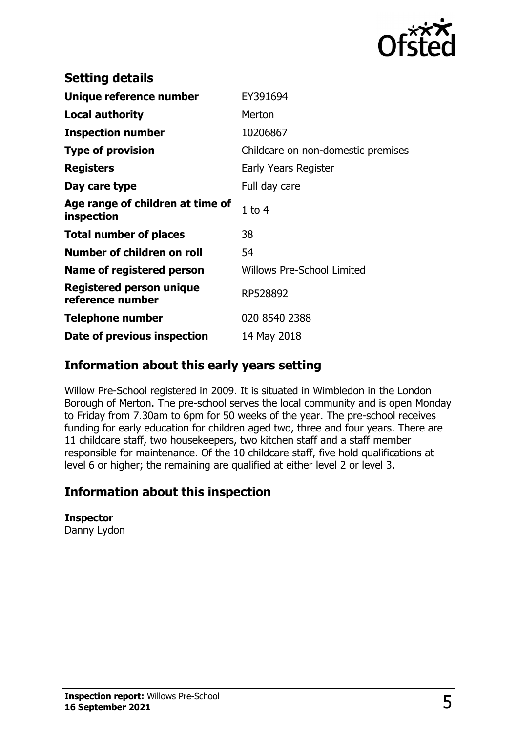## Setting details

| | |
|---|---|
| **Unique reference number** | EY391694 |
| **Local authority** | Merton |
| **Inspection number** | 10206867 |
| **Type of provision** | Childcare on non-domestic premises |
| **Registers** | Early Years Register |
| **Day care type** | Full day care |
| **Age range of children at time of inspection** | 1 to 4 |
| **Total number of places** | 38 |
| **Number of children on roll** | 54 |
| **Name of registered person** | Willows Pre-School Limited |
| **Registered person unique reference number** | RP528892 |
| **Telephone number** | 020 8540 2388 |
| **Date of previous inspection** | 14 May 2018 |

## Information about this early years setting

Willow Pre-School registered in 2009. It is situated in Wimbledon in the London Borough of Merton. The pre-school serves the local community and is open Monday to Friday from 7.30am to 6pm for 50 weeks of the year. The pre-school receives funding for early education for children aged two, three and four years. There are 11 childcare staff, two housekeepers, two kitchen staff and a staff member responsible for maintenance. Of the 10 childcare staff, five hold qualifications at level 6 or higher; the remaining are qualified at either level 2 or level 3.

## Information about this inspection

**Inspector**
Danny Lydon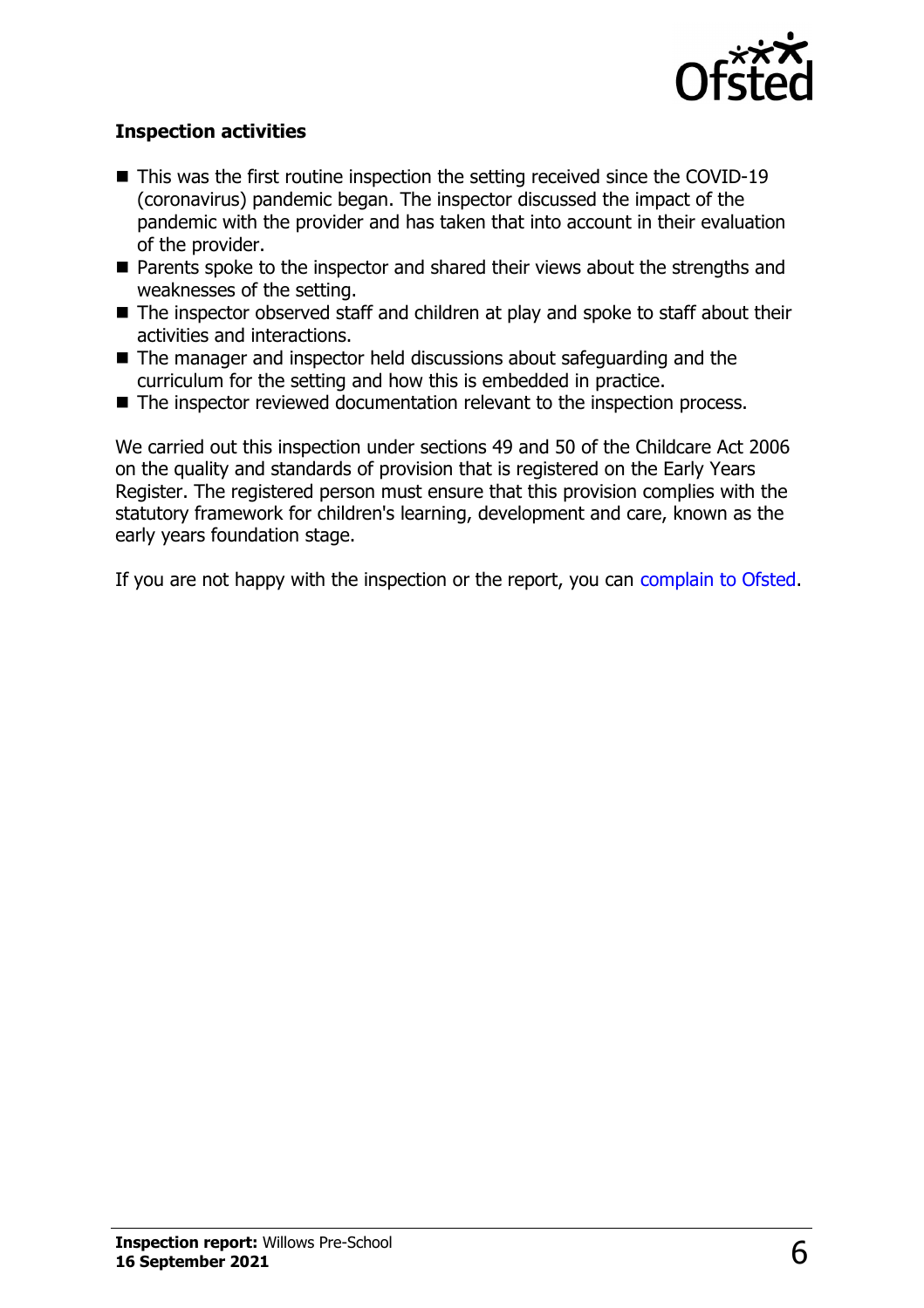### Inspection activities

- This was the first routine inspection the setting received since the COVID-19 (coronavirus) pandemic began. The inspector discussed the impact of the pandemic with the provider and has taken that into account in their evaluation of the provider.
- Parents spoke to the inspector and shared their views about the strengths and weaknesses of the setting.
- The inspector observed staff and children at play and spoke to staff about their activities and interactions.
- The manager and inspector held discussions about safeguarding and the curriculum for the setting and how this is embedded in practice.
- The inspector reviewed documentation relevant to the inspection process.

We carried out this inspection under sections 49 and 50 of the Childcare Act 2006 on the quality and standards of provision that is registered on the Early Years Register. The registered person must ensure that this provision complies with the statutory framework for children's learning, development and care, known as the early years foundation stage.

If you are not happy with the inspection or the report, you can complain to Ofsted.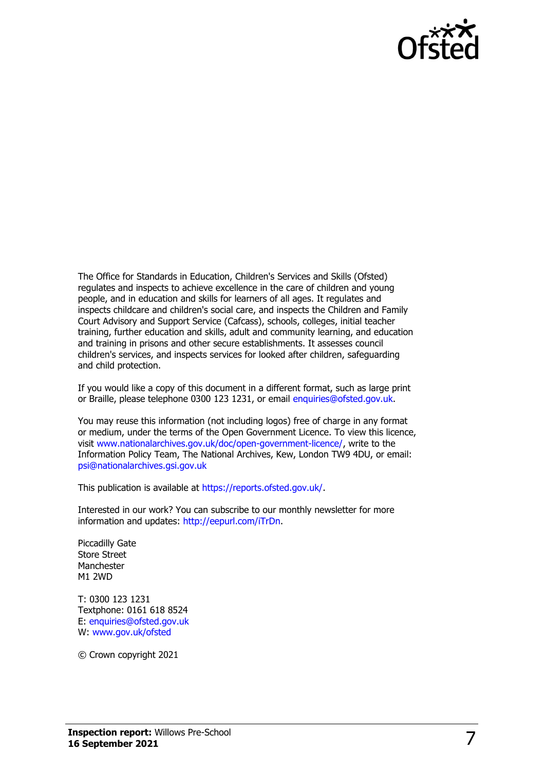The Office for Standards in Education, Children's Services and Skills (Ofsted) regulates and inspects to achieve excellence in the care of children and young people, and in education and skills for learners of all ages. It regulates and inspects childcare and children's social care, and inspects the Children and Family Court Advisory and Support Service (Cafcass), schools, colleges, initial teacher training, further education and skills, adult and community learning, and education and training in prisons and other secure establishments. It assesses council children's services, and inspects services for looked after children, safeguarding and child protection.

If you would like a copy of this document in a different format, such as large print or Braille, please telephone 0300 123 1231, or email enquiries@ofsted.gov.uk.

You may reuse this information (not including logos) free of charge in any format or medium, under the terms of the Open Government Licence. To view this licence, visit www.nationalarchives.gov.uk/doc/open-government-licence/, write to the Information Policy Team, The National Archives, Kew, London TW9 4DU, or email: psi@nationalarchives.gsi.gov.uk

This publication is available at https://reports.ofsted.gov.uk/.

Interested in our work? You can subscribe to our monthly newsletter for more information and updates: http://eepurl.com/iTrDn.

Piccadilly Gate
Store Street
Manchester
M1 2WD

T: 0300 123 1231
Textphone: 0161 618 8524
E: enquiries@ofsted.gov.uk
W: www.gov.uk/ofsted

© Crown copyright 2021